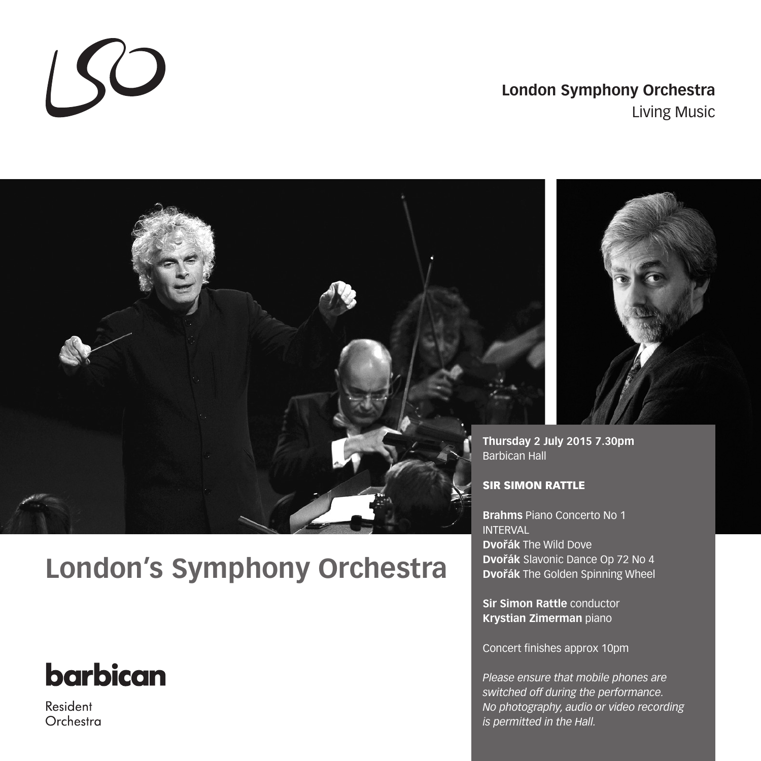LSO

**London Symphony Orchestra**
Living Music

# London's Symphony Orchestra

**barbican**
Resident
Orchestra

**Thursday 2 July 2015 7.30pm**
Barbican Hall

**SIR SIMON RATTLE**

**Brahms** Piano Concerto No 1
INTERVAL
**Dvořák** The Wild Dove
**Dvořák** Slavonic Dance Op 72 No 4
**Dvořák** The Golden Spinning Wheel

**Sir Simon Rattle** conductor
**Krystian Zimerman** piano

Concert finishes approx 10pm

*Please ensure that mobile phones are switched off during the performance. No photography, audio or video recording is permitted in the Hall.*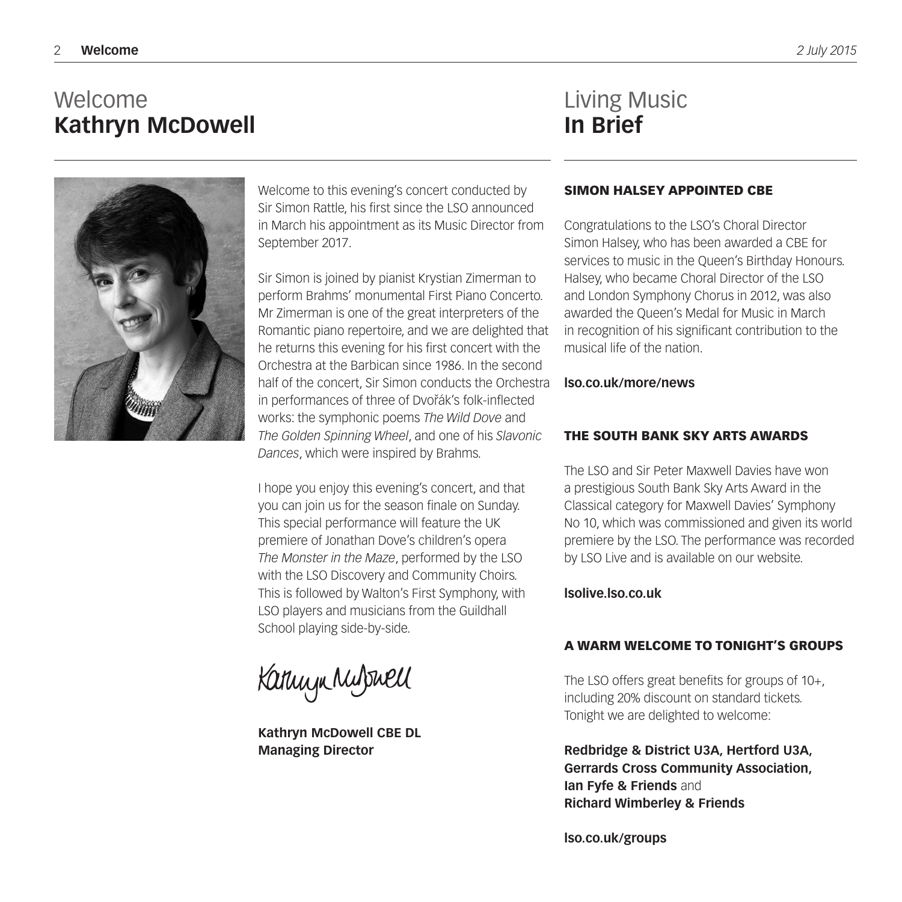# Welcome
# **Kathryn McDowell**

Welcome to this evening's concert conducted by Sir Simon Rattle, his first since the LSO announced in March his appointment as its Music Director from September 2017.

Sir Simon is joined by pianist Krystian Zimerman to perform Brahms' monumental First Piano Concerto. Mr Zimerman is one of the great interpreters of the Romantic piano repertoire, and we are delighted that he returns this evening for his first concert with the Orchestra at the Barbican since 1986. In the second half of the concert, Sir Simon conducts the Orchestra in performances of three of Dvořák's folk-inflected works: the symphonic poems *The Wild Dove* and *The Golden Spinning Wheel*, and one of his *Slavonic Dances*, which were inspired by Brahms.

I hope you enjoy this evening's concert, and that you can join us for the season finale on Sunday. This special performance will feature the UK premiere of Jonathan Dove's children's opera *The Monster in the Maze*, performed by the LSO with the LSO Discovery and Community Choirs. This is followed by Walton's First Symphony, with LSO players and musicians from the Guildhall School playing side-by-side.

Kathryn McDowell

**Kathryn McDowell CBE DL**
**Managing Director**

# Living Music
# **In Brief**

### SIMON HALSEY APPOINTED CBE

Congratulations to the LSO's Choral Director Simon Halsey, who has been awarded a CBE for services to music in the Queen's Birthday Honours. Halsey, who became Choral Director of the LSO and London Symphony Chorus in 2012, was also awarded the Queen's Medal for Music in March in recognition of his significant contribution to the musical life of the nation.

**lso.co.uk/more/news**

### THE SOUTH BANK SKY ARTS AWARDS

The LSO and Sir Peter Maxwell Davies have won a prestigious South Bank Sky Arts Award in the Classical category for Maxwell Davies' Symphony No 10, which was commissioned and given its world premiere by the LSO. The performance was recorded by LSO Live and is available on our website.

**lsolive.lso.co.uk**

### A WARM WELCOME TO TONIGHT'S GROUPS

The LSO offers great benefits for groups of 10+, including 20% discount on standard tickets. Tonight we are delighted to welcome:

**Redbridge & District U3A, Hertford U3A, Gerrards Cross Community Association, Ian Fyfe & Friends** and **Richard Wimberley & Friends**

**lso.co.uk/groups**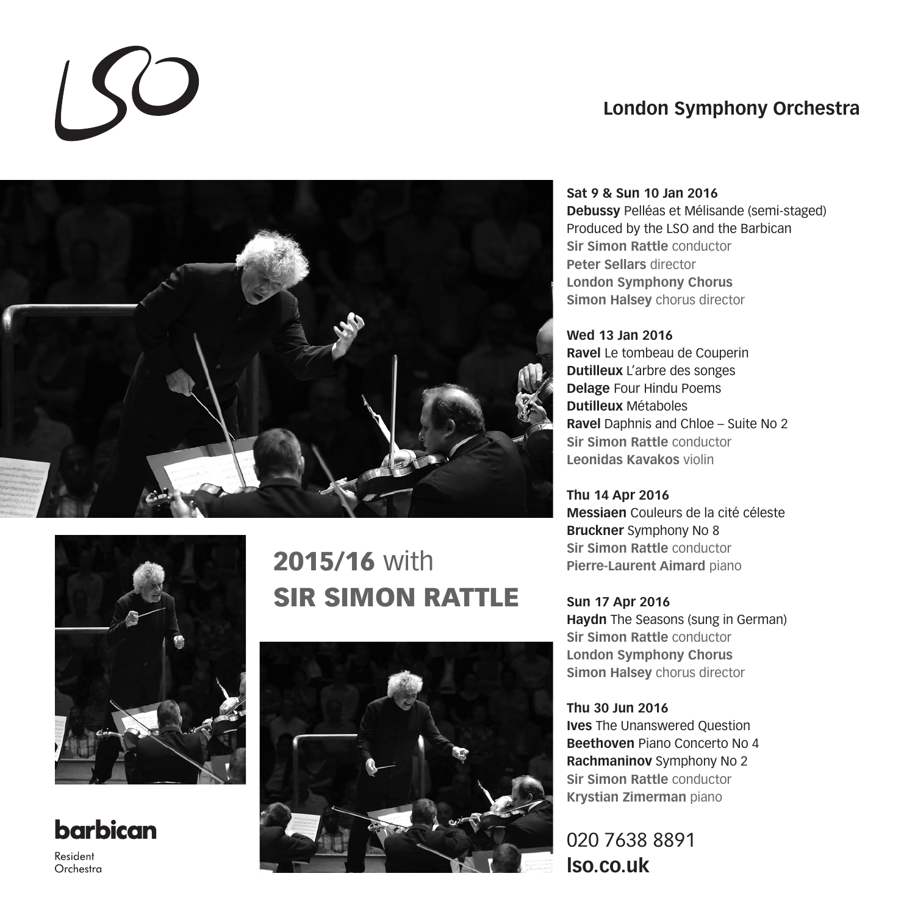LSO

**London Symphony Orchestra**

# 2015/16 with SIR SIMON RATTLE

**Sat 9 & Sun 10 Jan 2016**
**Debussy** Pelléas et Mélisande (semi-staged)
Produced by the LSO and the Barbican
**Sir Simon Rattle** conductor
**Peter Sellars** director
**London Symphony Chorus**
**Simon Halsey** chorus director

**Wed 13 Jan 2016**
**Ravel** Le tombeau de Couperin
**Dutilleux** L'arbre des songes
**Delage** Four Hindu Poems
**Dutilleux** Métaboles
**Ravel** Daphnis and Chloe – Suite No 2
**Sir Simon Rattle** conductor
**Leonidas Kavakos** violin

**Thu 14 Apr 2016**
**Messiaen** Couleurs de la cité céleste
**Bruckner** Symphony No 8
**Sir Simon Rattle** conductor
**Pierre-Laurent Aimard** piano

**Sun 17 Apr 2016**
**Haydn** The Seasons (sung in German)
**Sir Simon Rattle** conductor
**London Symphony Chorus**
**Simon Halsey** chorus director

**Thu 30 Jun 2016**
**Ives** The Unanswered Question
**Beethoven** Piano Concerto No 4
**Rachmaninov** Symphony No 2
**Sir Simon Rattle** conductor
**Krystian Zimerman** piano

020 7638 8891
**lso.co.uk**

**barbican**
Resident Orchestra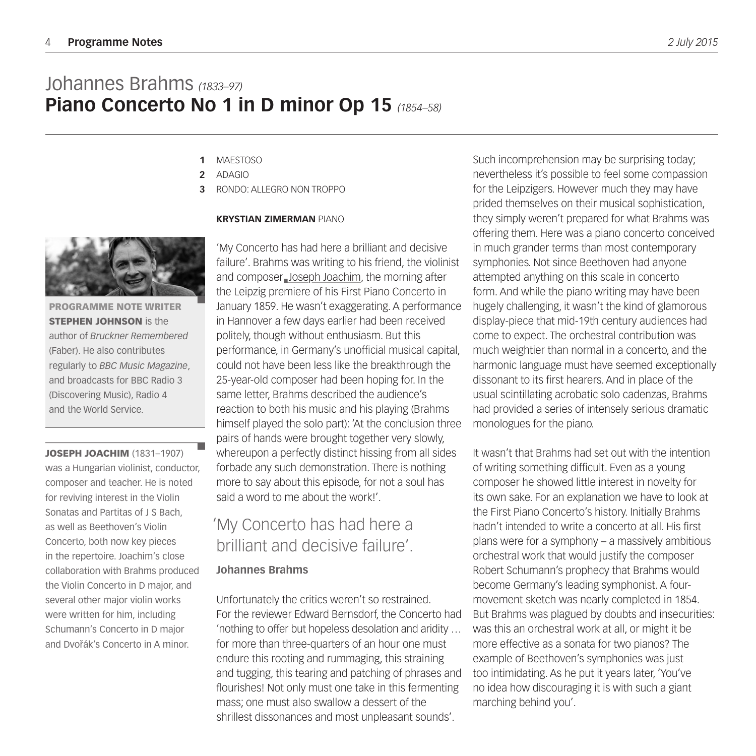# Johannes Brahms *(1833–97)*

## Piano Concerto No 1 in D minor Op 15 *(1854–58)*

**1** MAESTOSO
**2** ADAGIO
**3** RONDO: ALLEGRO NON TROPPO

**KRYSTIAN ZIMERMAN** PIANO

'My Concerto has had here a brilliant and decisive failure'. Brahms was writing to his friend, the violinist and composer Joseph Joachim, the morning after the Leipzig premiere of his First Piano Concerto in January 1859. He wasn't exaggerating. A performance in Hannover a few days earlier had been received politely, though without enthusiasm. But this performance, in Germany's unofficial musical capital, could not have been less like the breakthrough the 25-year-old composer had been hoping for. In the same letter, Brahms described the audience's reaction to both his music and his playing (Brahms himself played the solo part): 'At the conclusion three pairs of hands were brought together very slowly, whereupon a perfectly distinct hissing from all sides forbade any such demonstration. There is nothing more to say about this episode, for not a soul has said a word to me about the work!'.

> 'My Concerto has had here a brilliant and decisive failure'.
>
> **Johannes Brahms**

Unfortunately the critics weren't so restrained. For the reviewer Edward Bernsdorf, the Concerto had 'nothing to offer but hopeless desolation and aridity … for more than three-quarters of an hour one must endure this rooting and rummaging, this straining and tugging, this tearing and patching of phrases and flourishes! Not only must one take in this fermenting mass; one must also swallow a dessert of the shrillest dissonances and most unpleasant sounds'.

Such incomprehension may be surprising today; nevertheless it's possible to feel some compassion for the Leipzigers. However much they may have prided themselves on their musical sophistication, they simply weren't prepared for what Brahms was offering them. Here was a piano concerto conceived in much grander terms than most contemporary symphonies. Not since Beethoven had anyone attempted anything on this scale in concerto form. And while the piano writing may have been hugely challenging, it wasn't the kind of glamorous display-piece that mid-19th century audiences had come to expect. The orchestral contribution was much weightier than normal in a concerto, and the harmonic language must have seemed exceptionally dissonant to its first hearers. And in place of the usual scintillating acrobatic solo cadenzas, Brahms had provided a series of intensely serious dramatic monologues for the piano.

It wasn't that Brahms had set out with the intention of writing something difficult. Even as a young composer he showed little interest in novelty for its own sake. For an explanation we have to look at the First Piano Concerto's history. Initially Brahms hadn't intended to write a concerto at all. His first plans were for a symphony – a massively ambitious orchestral work that would justify the composer Robert Schumann's prophecy that Brahms would become Germany's leading symphonist. A four-movement sketch was nearly completed in 1854. But Brahms was plagued by doubts and insecurities: was this an orchestral work at all, or might it be more effective as a sonata for two pianos? The example of Beethoven's symphonies was just too intimidating. As he put it years later, 'You've no idea how discouraging it is with such a giant marching behind you'.

**PROGRAMME NOTE WRITER**
**STEPHEN JOHNSON** is the author of *Bruckner Remembered* (Faber). He also contributes regularly to *BBC Music Magazine*, and broadcasts for BBC Radio 3 (Discovering Music), Radio 4 and the World Service.

**JOSEPH JOACHIM** (1831–1907) was a Hungarian violinist, conductor, composer and teacher. He is noted for reviving interest in the Violin Sonatas and Partitas of J S Bach, as well as Beethoven's Violin Concerto, both now key pieces in the repertoire. Joachim's close collaboration with Brahms produced the Violin Concerto in D major, and several other major violin works were written for him, including Schumann's Concerto in D major and Dvořák's Concerto in A minor.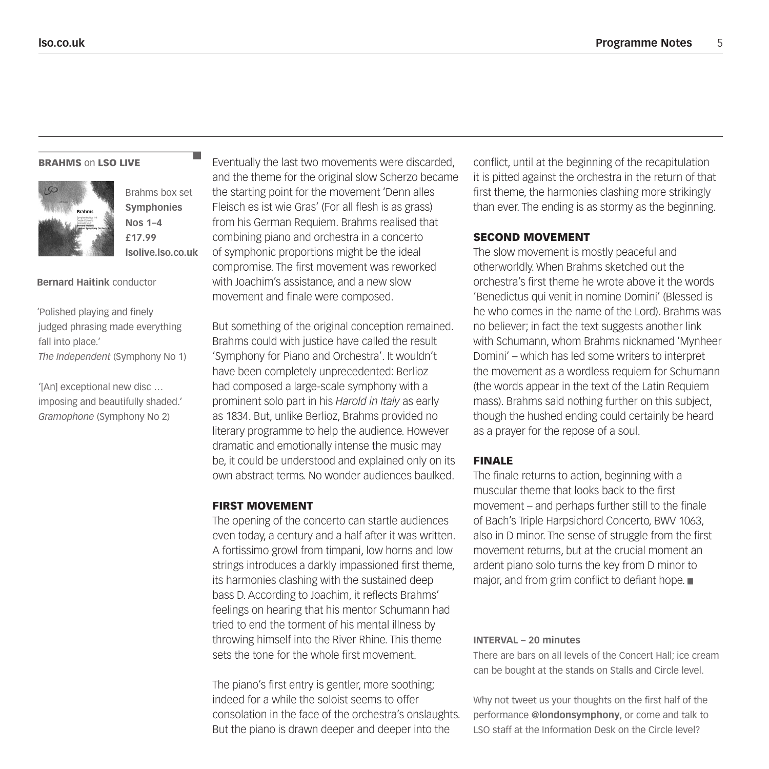**BRAHMS** on **LSO LIVE**

Brahms box set
**Symphonies Nos 1–4**
**£17.99**
**lsolive.lso.co.uk**

**Bernard Haitink** conductor

'Polished playing and finely judged phrasing made everything fall into place.'
*The Independent* (Symphony No 1)

'[An] exceptional new disc … imposing and beautifully shaded.'
*Gramophone* (Symphony No 2)

Eventually the last two movements were discarded, and the theme for the original slow Scherzo became the starting point for the movement 'Denn alles Fleisch es ist wie Gras' (For all flesh is as grass) from his German Requiem. Brahms realised that combining piano and orchestra in a concerto of symphonic proportions might be the ideal compromise. The first movement was reworked with Joachim's assistance, and a new slow movement and finale were composed.

But something of the original conception remained. Brahms could with justice have called the result 'Symphony for Piano and Orchestra'. It wouldn't have been completely unprecedented: Berlioz had composed a large-scale symphony with a prominent solo part in his *Harold in Italy* as early as 1834. But, unlike Berlioz, Brahms provided no literary programme to help the audience. However dramatic and emotionally intense the music may be, it could be understood and explained only on its own abstract terms. No wonder audiences baulked.

## FIRST MOVEMENT

The opening of the concerto can startle audiences even today, a century and a half after it was written. A fortissimo growl from timpani, low horns and low strings introduces a darkly impassioned first theme, its harmonies clashing with the sustained deep bass D. According to Joachim, it reflects Brahms' feelings on hearing that his mentor Schumann had tried to end the torment of his mental illness by throwing himself into the River Rhine. This theme sets the tone for the whole first movement.

The piano's first entry is gentler, more soothing; indeed for a while the soloist seems to offer consolation in the face of the orchestra's onslaughts. But the piano is drawn deeper and deeper into the conflict, until at the beginning of the recapitulation it is pitted against the orchestra in the return of that first theme, the harmonies clashing more strikingly than ever. The ending is as stormy as the beginning.

## SECOND MOVEMENT

The slow movement is mostly peaceful and otherworldly. When Brahms sketched out the orchestra's first theme he wrote above it the words 'Benedictus qui venit in nomine Domini' (Blessed is he who comes in the name of the Lord). Brahms was no believer; in fact the text suggests another link with Schumann, whom Brahms nicknamed 'Mynheer Domini' – which has led some writers to interpret the movement as a wordless requiem for Schumann (the words appear in the text of the Latin Requiem mass). Brahms said nothing further on this subject, though the hushed ending could certainly be heard as a prayer for the repose of a soul.

## FINALE

The finale returns to action, beginning with a muscular theme that looks back to the first movement – and perhaps further still to the finale of Bach's Triple Harpsichord Concerto, BWV 1063, also in D minor. The sense of struggle from the first movement returns, but at the crucial moment an ardent piano solo turns the key from D minor to major, and from grim conflict to defiant hope. ■

**INTERVAL – 20 minutes**

There are bars on all levels of the Concert Hall; ice cream can be bought at the stands on Stalls and Circle level.

Why not tweet us your thoughts on the first half of the performance **@londonsymphony**, or come and talk to LSO staff at the Information Desk on the Circle level?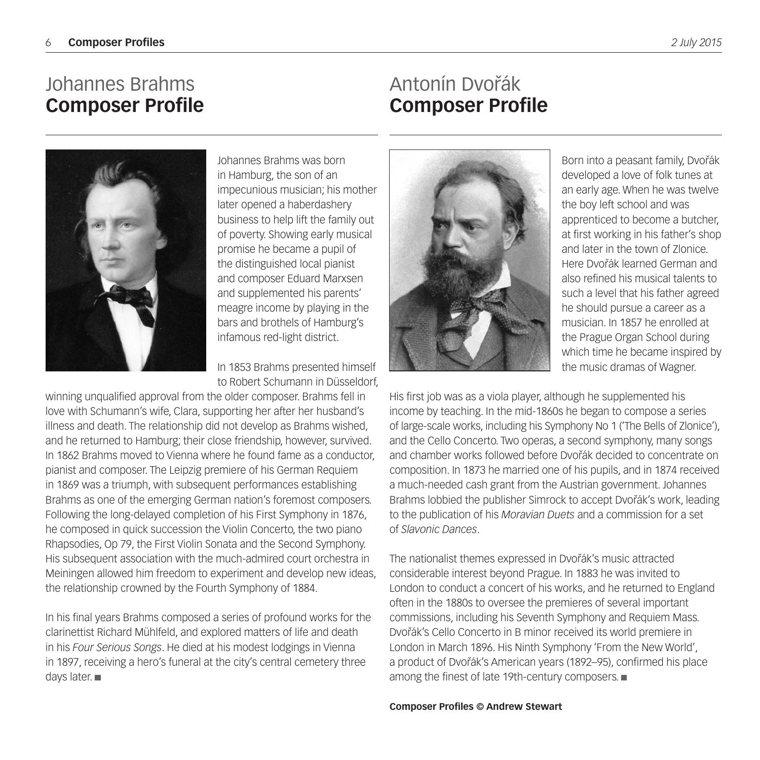# Johannes Brahms
## Composer Profile

Johannes Brahms was born in Hamburg, the son of an impecunious musician; his mother later opened a haberdashery business to help lift the family out of poverty. Showing early musical promise he became a pupil of the distinguished local pianist and composer Eduard Marxsen and supplemented his parents' meagre income by playing in the bars and brothels of Hamburg's infamous red-light district.

In 1853 Brahms presented himself to Robert Schumann in Düsseldorf, winning unqualified approval from the older composer. Brahms fell in love with Schumann's wife, Clara, supporting her after her husband's illness and death. The relationship did not develop as Brahms wished, and he returned to Hamburg; their close friendship, however, survived. In 1862 Brahms moved to Vienna where he found fame as a conductor, pianist and composer. The Leipzig premiere of his German Requiem in 1869 was a triumph, with subsequent performances establishing Brahms as one of the emerging German nation's foremost composers. Following the long-delayed completion of his First Symphony in 1876, he composed in quick succession the Violin Concerto, the two piano Rhapsodies, Op 79, the First Violin Sonata and the Second Symphony. His subsequent association with the much-admired court orchestra in Meiningen allowed him freedom to experiment and develop new ideas, the relationship crowned by the Fourth Symphony of 1884.

In his final years Brahms composed a series of profound works for the clarinettist Richard Mühlfeld, and explored matters of life and death in his *Four Serious Songs*. He died at his modest lodgings in Vienna in 1897, receiving a hero's funeral at the city's central cemetery three days later. ■

# Antonín Dvořák
## Composer Profile

Born into a peasant family, Dvořák developed a love of folk tunes at an early age. When he was twelve the boy left school and was apprenticed to become a butcher, at first working in his father's shop and later in the town of Zlonice. Here Dvořák learned German and also refined his musical talents to such a level that his father agreed he should pursue a career as a musician. In 1857 he enrolled at the Prague Organ School during which time he became inspired by the music dramas of Wagner.

His first job was as a viola player, although he supplemented his income by teaching. In the mid-1860s he began to compose a series of large-scale works, including his Symphony No 1 ('The Bells of Zlonice'), and the Cello Concerto. Two operas, a second symphony, many songs and chamber works followed before Dvořák decided to concentrate on composition. In 1873 he married one of his pupils, and in 1874 received a much-needed cash grant from the Austrian government. Johannes Brahms lobbied the publisher Simrock to accept Dvořák's work, leading to the publication of his *Moravian Duets* and a commission for a set of *Slavonic Dances*.

The nationalist themes expressed in Dvořák's music attracted considerable interest beyond Prague. In 1883 he was invited to London to conduct a concert of his works, and he returned to England often in the 1880s to oversee the premieres of several important commissions, including his Seventh Symphony and Requiem Mass. Dvořák's Cello Concerto in B minor received its world premiere in London in March 1896. His Ninth Symphony 'From the New World', a product of Dvořák's American years (1892–95), confirmed his place among the finest of late 19th-century composers. ■

**Composer Profiles © Andrew Stewart**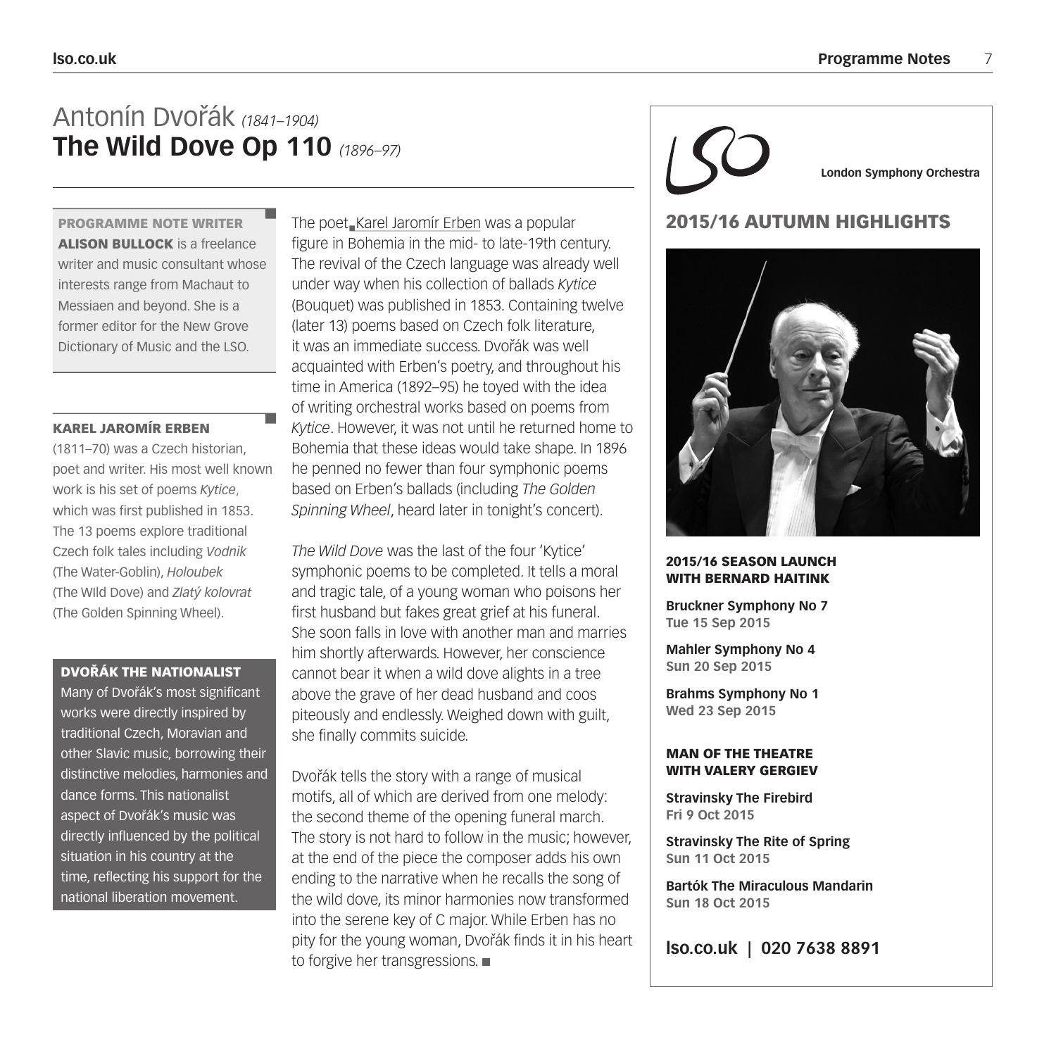# Antonín Dvořák *(1841–1904)*

## The Wild Dove Op 110 *(1896–97)*

The poet Karel Jaromír Erben was a popular figure in Bohemia in the mid- to late-19th century. The revival of the Czech language was already well under way when his collection of ballads *Kytice* (Bouquet) was published in 1853. Containing twelve (later 13) poems based on Czech folk literature, it was an immediate success. Dvořák was well acquainted with Erben's poetry, and throughout his time in America (1892–95) he toyed with the idea of writing orchestral works based on poems from *Kytice*. However, it was not until he returned home to Bohemia that these ideas would take shape. In 1896 he penned no fewer than four symphonic poems based on Erben's ballads (including *The Golden Spinning Wheel*, heard later in tonight's concert).

*The Wild Dove* was the last of the four 'Kytice' symphonic poems to be completed. It tells a moral and tragic tale, of a young woman who poisons her first husband but fakes great grief at his funeral. She soon falls in love with another man and marries him shortly afterwards. However, her conscience cannot bear it when a wild dove alights in a tree above the grave of her dead husband and coos piteously and endlessly. Weighed down with guilt, she finally commits suicide.

Dvořák tells the story with a range of musical motifs, all of which are derived from one melody: the second theme of the opening funeral march. The story is not hard to follow in the music; however, at the end of the piece the composer adds his own ending to the narrative when he recalls the song of the wild dove, its minor harmonies now transformed into the serene key of C major. While Erben has no pity for the young woman, Dvořák finds it in his heart to forgive her transgressions. ■

**PROGRAMME NOTE WRITER**

**ALISON BULLOCK** is a freelance writer and music consultant whose interests range from Machaut to Messiaen and beyond. She is a former editor for the New Grove Dictionary of Music and the LSO.

**KAREL JAROMÍR ERBEN**

(1811–70) was a Czech historian, poet and writer. His most well known work is his set of poems *Kytice*, which was first published in 1853. The 13 poems explore traditional Czech folk tales including *Vodnik* (The Water-Goblin), *Holoubek* (The WIld Dove) and *Zlatý kolovrat* (The Golden Spinning Wheel).

**DVOŘÁK THE NATIONALIST**

Many of Dvořák's most significant works were directly inspired by traditional Czech, Moravian and other Slavic music, borrowing their distinctive melodies, harmonies and dance forms. This nationalist aspect of Dvořák's music was directly influenced by the political situation in his country at the time, reflecting his support for the national liberation movement.

---

London Symphony Orchestra

## 2015/16 AUTUMN HIGHLIGHTS

**2015/16 SEASON LAUNCH WITH BERNARD HAITINK**

**Bruckner Symphony No 7**
**Tue 15 Sep 2015**

**Mahler Symphony No 4**
**Sun 20 Sep 2015**

**Brahms Symphony No 1**
**Wed 23 Sep 2015**

**MAN OF THE THEATRE WITH VALERY GERGIEV**

**Stravinsky The Firebird**
**Fri 9 Oct 2015**

**Stravinsky The Rite of Spring**
**Sun 11 Oct 2015**

**Bartók The Miraculous Mandarin**
**Sun 18 Oct 2015**

**lso.co.uk | 020 7638 8891**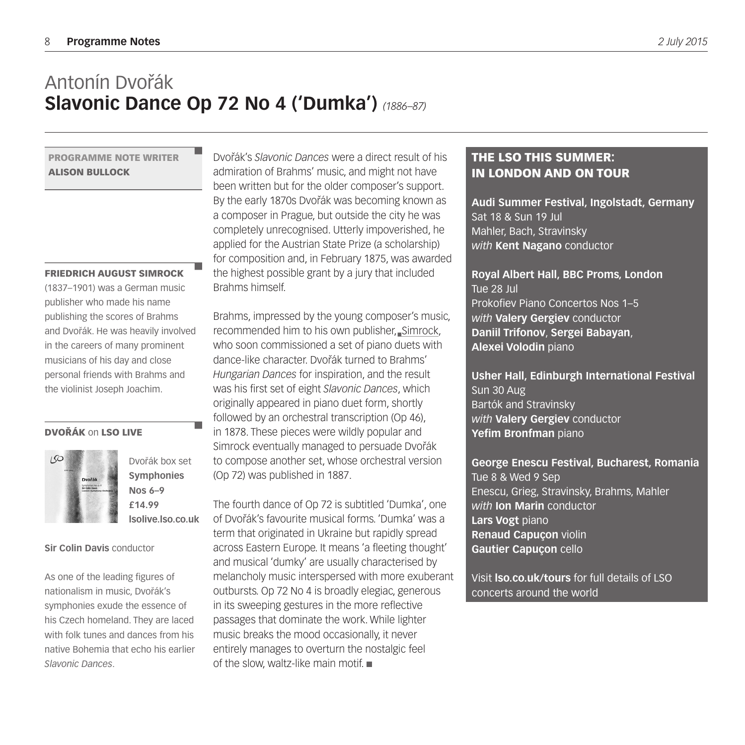# Antonín Dvořák

## Slavonic Dance Op 72 No 4 ('Dumka') *(1886–87)*

Dvořák's *Slavonic Dances* were a direct result of his admiration of Brahms' music, and might not have been written but for the older composer's support. By the early 1870s Dvořák was becoming known as a composer in Prague, but outside the city he was completely unrecognised. Utterly impoverished, he applied for the Austrian State Prize (a scholarship) for composition and, in February 1875, was awarded the highest possible grant by a jury that included Brahms himself.

Brahms, impressed by the young composer's music, recommended him to his own publisher, Simrock, who soon commissioned a set of piano duets with dance-like character. Dvořák turned to Brahms' *Hungarian Dances* for inspiration, and the result was his first set of eight *Slavonic Dances*, which originally appeared in piano duet form, shortly followed by an orchestral transcription (Op 46), in 1878. These pieces were wildly popular and Simrock eventually managed to persuade Dvořák to compose another set, whose orchestral version (Op 72) was published in 1887.

The fourth dance of Op 72 is subtitled 'Dumka', one of Dvořák's favourite musical forms. 'Dumka' was a term that originated in Ukraine but rapidly spread across Eastern Europe. It means 'a fleeting thought' and musical 'dumky' are usually characterised by melancholy music interspersed with more exuberant outbursts. Op 72 No 4 is broadly elegiac, generous in its sweeping gestures in the more reflective passages that dominate the work. While lighter music breaks the mood occasionally, it never entirely manages to overturn the nostalgic feel of the slow, waltz-like main motif. ■

**PROGRAMME NOTE WRITER**
**ALISON BULLOCK**

**FRIEDRICH AUGUST SIMROCK**
(1837–1901) was a German music publisher who made his name publishing the scores of Brahms and Dvořák. He was heavily involved in the careers of many prominent musicians of his day and close personal friends with Brahms and the violinist Joseph Joachim.

**DVOŘÁK** on **LSO LIVE**

Dvořák box set
**Symphonies Nos 6–9**
**£14.99**
**lsolive.lso.co.uk**

**Sir Colin Davis** conductor

As one of the leading figures of nationalism in music, Dvořák's symphonies exude the essence of his Czech homeland. They are laced with folk tunes and dances from his native Bohemia that echo his earlier *Slavonic Dances*.

### THE LSO THIS SUMMER: IN LONDON AND ON TOUR

**Audi Summer Festival, Ingolstadt, Germany**
Sat 18 & Sun 19 Jul
Mahler, Bach, Stravinsky
*with* **Kent Nagano** conductor

**Royal Albert Hall, BBC Proms, London**
Tue 28 Jul
Prokofiev Piano Concertos Nos 1–5
*with* **Valery Gergiev** conductor
**Daniil Trifonov**, **Sergei Babayan**, **Alexei Volodin** piano

**Usher Hall, Edinburgh International Festival**
Sun 30 Aug
Bartók and Stravinsky
*with* **Valery Gergiev** conductor
**Yefim Bronfman** piano

**George Enescu Festival, Bucharest, Romania**
Tue 8 & Wed 9 Sep
Enescu, Grieg, Stravinsky, Brahms, Mahler
*with* **Ion Marin** conductor
**Lars Vogt** piano
**Renaud Capuçon** violin
**Gautier Capuçon** cello

Visit **lso.co.uk/tours** for full details of LSO concerts around the world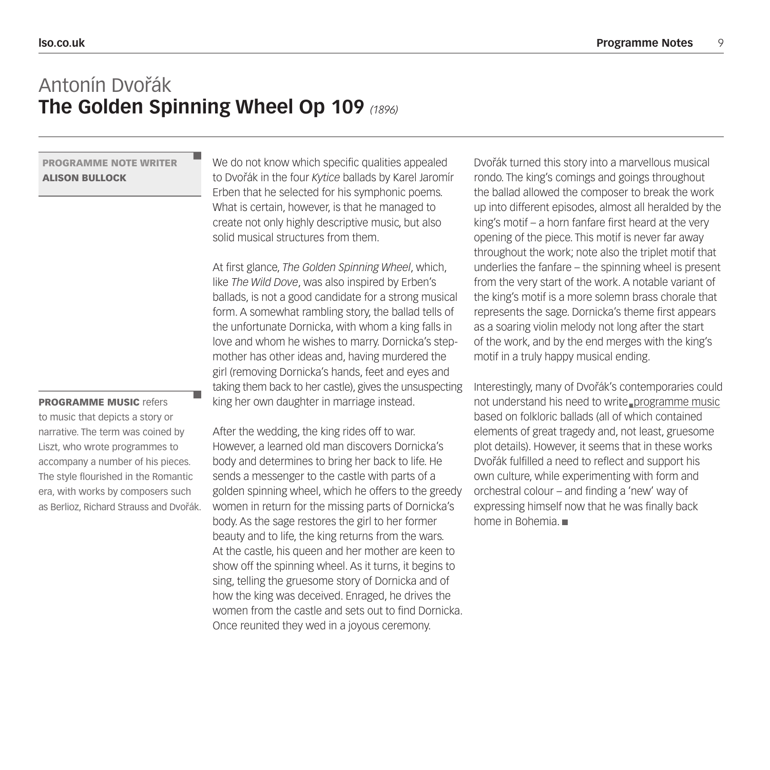# Antonín Dvořák
## **The Golden Spinning Wheel Op 109** *(1896)*

**PROGRAMME NOTE WRITER**
**ALISON BULLOCK**

We do not know which specific qualities appealed to Dvořák in the four *Kytice* ballads by Karel Jaromír Erben that he selected for his symphonic poems. What is certain, however, is that he managed to create not only highly descriptive music, but also solid musical structures from them.

At first glance, *The Golden Spinning Wheel*, which, like *The Wild Dove*, was also inspired by Erben's ballads, is not a good candidate for a strong musical form. A somewhat rambling story, the ballad tells of the unfortunate Dornicka, with whom a king falls in love and whom he wishes to marry. Dornicka's step-mother has other ideas and, having murdered the girl (removing Dornicka's hands, feet and eyes and taking them back to her castle), gives the unsuspecting king her own daughter in marriage instead.

After the wedding, the king rides off to war. However, a learned old man discovers Dornicka's body and determines to bring her back to life. He sends a messenger to the castle with parts of a golden spinning wheel, which he offers to the greedy women in return for the missing parts of Dornicka's body. As the sage restores the girl to her former beauty and to life, the king returns from the wars. At the castle, his queen and her mother are keen to show off the spinning wheel. As it turns, it begins to sing, telling the gruesome story of Dornicka and of how the king was deceived. Enraged, he drives the women from the castle and sets out to find Dornicka. Once reunited they wed in a joyous ceremony.

Dvořák turned this story into a marvellous musical rondo. The king's comings and goings throughout the ballad allowed the composer to break the work up into different episodes, almost all heralded by the king's motif – a horn fanfare first heard at the very opening of the piece. This motif is never far away throughout the work; note also the triplet motif that underlies the fanfare – the spinning wheel is present from the very start of the work. A notable variant of the king's motif is a more solemn brass chorale that represents the sage. Dornicka's theme first appears as a soaring violin melody not long after the start of the work, and by the end merges with the king's motif in a truly happy musical ending.

Interestingly, many of Dvořák's contemporaries could not understand his need to write programme music based on folkloric ballads (all of which contained elements of great tragedy and, not least, gruesome plot details). However, it seems that in these works Dvořák fulfilled a need to reflect and support his own culture, while experimenting with form and orchestral colour – and finding a 'new' way of expressing himself now that he was finally back home in Bohemia. ■

**PROGRAMME MUSIC** refers to music that depicts a story or narrative. The term was coined by Liszt, who wrote programmes to accompany a number of his pieces. The style flourished in the Romantic era, with works by composers such as Berlioz, Richard Strauss and Dvořák.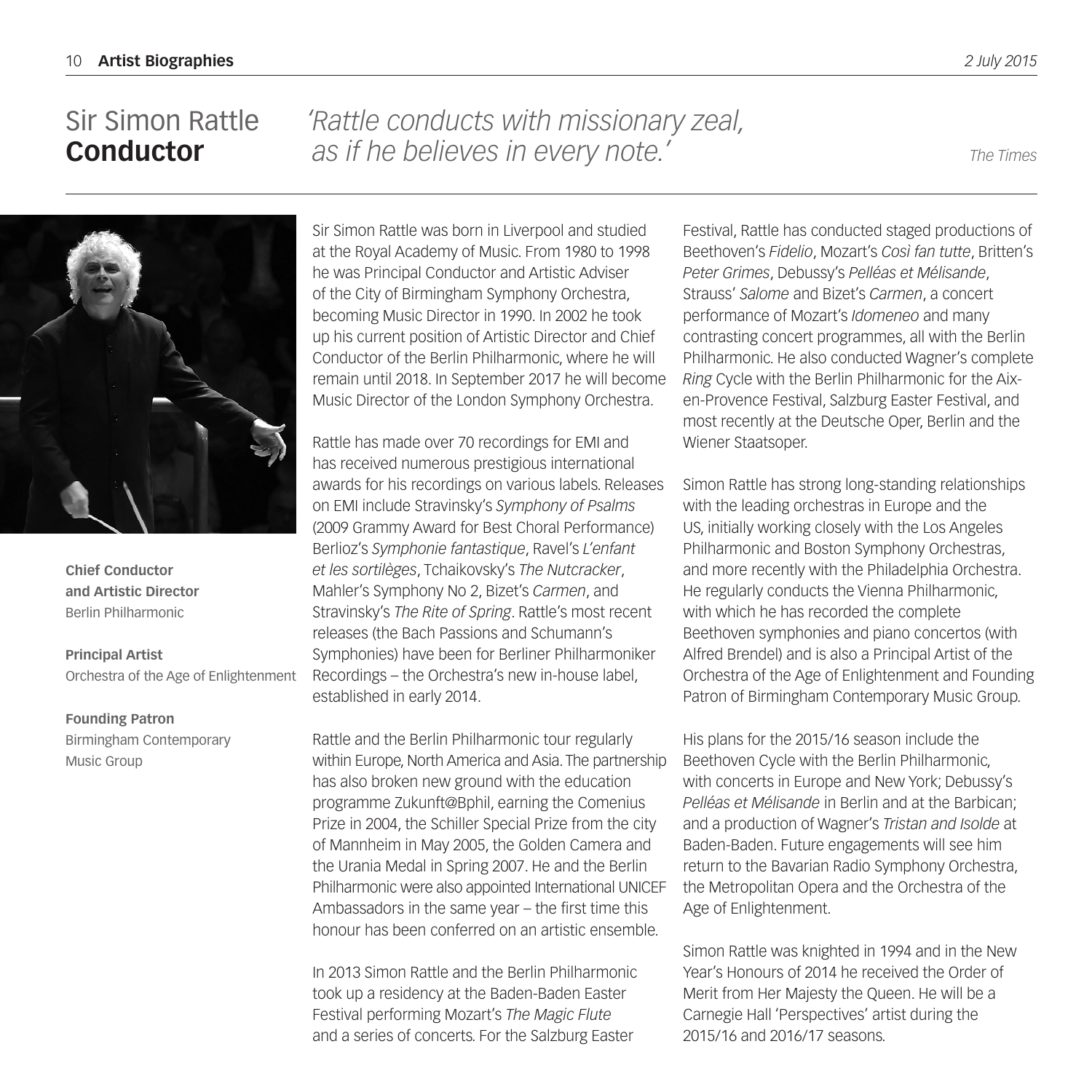# Sir Simon Rattle **Conductor**

*'Rattle conducts with missionary zeal, as if he believes in every note.'* *The Times*

**Chief Conductor and Artistic Director**
Berlin Philharmonic

**Principal Artist**
Orchestra of the Age of Enlightenment

**Founding Patron**
Birmingham Contemporary Music Group

Sir Simon Rattle was born in Liverpool and studied at the Royal Academy of Music. From 1980 to 1998 he was Principal Conductor and Artistic Adviser of the City of Birmingham Symphony Orchestra, becoming Music Director in 1990. In 2002 he took up his current position of Artistic Director and Chief Conductor of the Berlin Philharmonic, where he will remain until 2018. In September 2017 he will become Music Director of the London Symphony Orchestra.

Rattle has made over 70 recordings for EMI and has received numerous prestigious international awards for his recordings on various labels. Releases on EMI include Stravinsky's *Symphony of Psalms* (2009 Grammy Award for Best Choral Performance) Berlioz's *Symphonie fantastique*, Ravel's *L'enfant et les sortilèges*, Tchaikovsky's *The Nutcracker*, Mahler's Symphony No 2, Bizet's *Carmen*, and Stravinsky's *The Rite of Spring*. Rattle's most recent releases (the Bach Passions and Schumann's Symphonies) have been for Berliner Philharmoniker Recordings – the Orchestra's new in-house label, established in early 2014.

Rattle and the Berlin Philharmonic tour regularly within Europe, North America and Asia. The partnership has also broken new ground with the education programme Zukunft@Bphil, earning the Comenius Prize in 2004, the Schiller Special Prize from the city of Mannheim in May 2005, the Golden Camera and the Urania Medal in Spring 2007. He and the Berlin Philharmonic were also appointed International UNICEF Ambassadors in the same year – the first time this honour has been conferred on an artistic ensemble.

In 2013 Simon Rattle and the Berlin Philharmonic took up a residency at the Baden-Baden Easter Festival performing Mozart's *The Magic Flute* and a series of concerts. For the Salzburg Easter Festival, Rattle has conducted staged productions of Beethoven's *Fidelio*, Mozart's *Così fan tutte*, Britten's *Peter Grimes*, Debussy's *Pelléas et Mélisande*, Strauss' *Salome* and Bizet's *Carmen*, a concert performance of Mozart's *Idomeneo* and many contrasting concert programmes, all with the Berlin Philharmonic. He also conducted Wagner's complete *Ring* Cycle with the Berlin Philharmonic for the Aix-en-Provence Festival, Salzburg Easter Festival, and most recently at the Deutsche Oper, Berlin and the Wiener Staatsoper.

Simon Rattle has strong long-standing relationships with the leading orchestras in Europe and the US, initially working closely with the Los Angeles Philharmonic and Boston Symphony Orchestras, and more recently with the Philadelphia Orchestra. He regularly conducts the Vienna Philharmonic, with which he has recorded the complete Beethoven symphonies and piano concertos (with Alfred Brendel) and is also a Principal Artist of the Orchestra of the Age of Enlightenment and Founding Patron of Birmingham Contemporary Music Group.

His plans for the 2015/16 season include the Beethoven Cycle with the Berlin Philharmonic, with concerts in Europe and New York; Debussy's *Pelléas et Mélisande* in Berlin and at the Barbican; and a production of Wagner's *Tristan and Isolde* at Baden-Baden. Future engagements will see him return to the Bavarian Radio Symphony Orchestra, the Metropolitan Opera and the Orchestra of the Age of Enlightenment.

Simon Rattle was knighted in 1994 and in the New Year's Honours of 2014 he received the Order of Merit from Her Majesty the Queen. He will be a Carnegie Hall 'Perspectives' artist during the 2015/16 and 2016/17 seasons.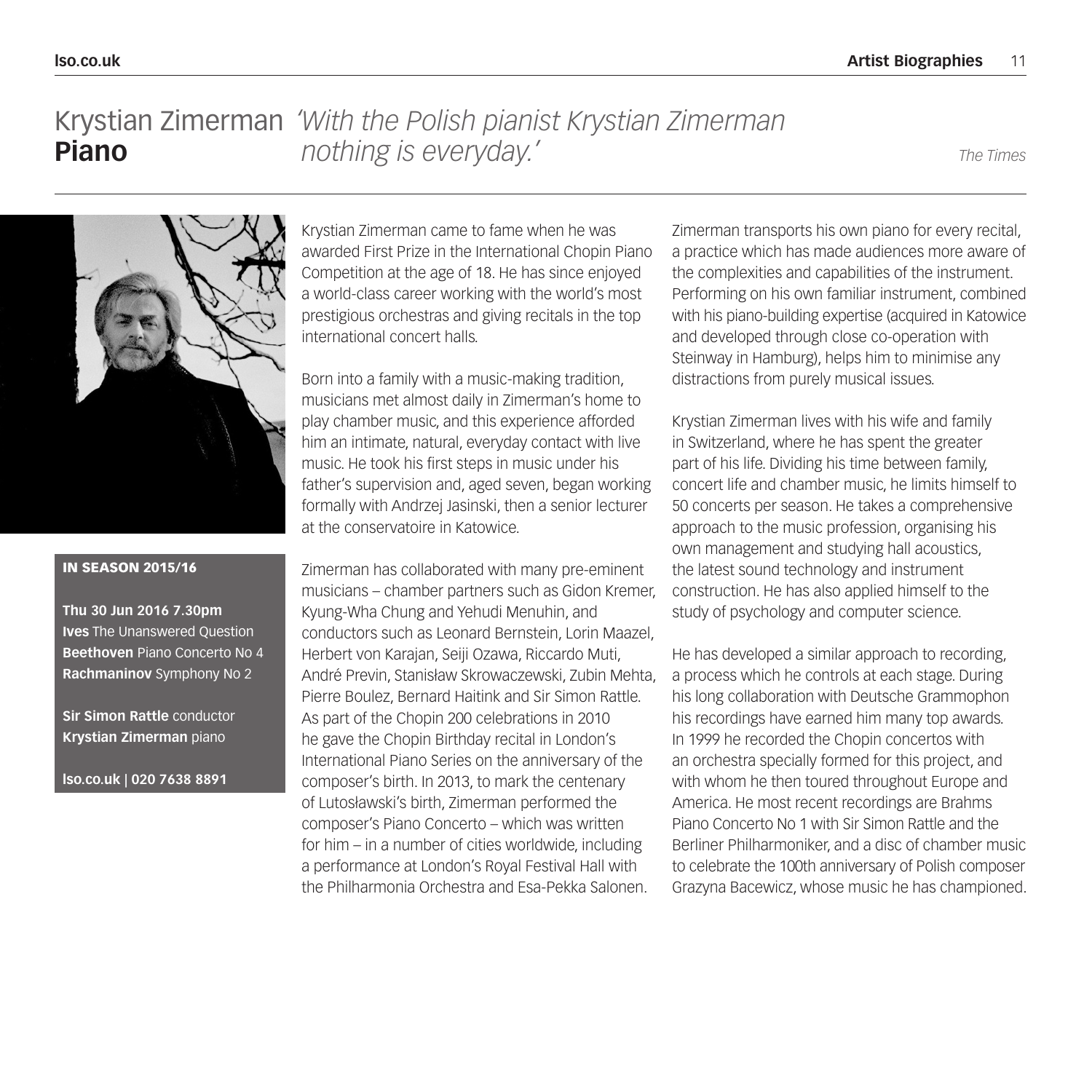# Krystian Zimerman **Piano**

*'With the Polish pianist Krystian Zimerman nothing is everyday.'*

*The Times*

**IN SEASON 2015/16**

**Thu 30 Jun 2016 7.30pm**
**Ives** The Unanswered Question
**Beethoven** Piano Concerto No 4
**Rachmaninov** Symphony No 2

**Sir Simon Rattle** conductor
**Krystian Zimerman** piano

**lso.co.uk | 020 7638 8891**

Krystian Zimerman came to fame when he was awarded First Prize in the International Chopin Piano Competition at the age of 18. He has since enjoyed a world-class career working with the world's most prestigious orchestras and giving recitals in the top international concert halls.

Born into a family with a music-making tradition, musicians met almost daily in Zimerman's home to play chamber music, and this experience afforded him an intimate, natural, everyday contact with live music. He took his first steps in music under his father's supervision and, aged seven, began working formally with Andrzej Jasinski, then a senior lecturer at the conservatoire in Katowice.

Zimerman has collaborated with many pre-eminent musicians – chamber partners such as Gidon Kremer, Kyung-Wha Chung and Yehudi Menuhin, and conductors such as Leonard Bernstein, Lorin Maazel, Herbert von Karajan, Seiji Ozawa, Riccardo Muti, André Previn, Stanisław Skrowaczewski, Zubin Mehta, Pierre Boulez, Bernard Haitink and Sir Simon Rattle. As part of the Chopin 200 celebrations in 2010 he gave the Chopin Birthday recital in London's International Piano Series on the anniversary of the composer's birth. In 2013, to mark the centenary of Lutosławski's birth, Zimerman performed the composer's Piano Concerto – which was written for him – in a number of cities worldwide, including a performance at London's Royal Festival Hall with the Philharmonia Orchestra and Esa-Pekka Salonen.

Zimerman transports his own piano for every recital, a practice which has made audiences more aware of the complexities and capabilities of the instrument. Performing on his own familiar instrument, combined with his piano-building expertise (acquired in Katowice and developed through close co-operation with Steinway in Hamburg), helps him to minimise any distractions from purely musical issues.

Krystian Zimerman lives with his wife and family in Switzerland, where he has spent the greater part of his life. Dividing his time between family, concert life and chamber music, he limits himself to 50 concerts per season. He takes a comprehensive approach to the music profession, organising his own management and studying hall acoustics, the latest sound technology and instrument construction. He has also applied himself to the study of psychology and computer science.

He has developed a similar approach to recording, a process which he controls at each stage. During his long collaboration with Deutsche Grammophon his recordings have earned him many top awards. In 1999 he recorded the Chopin concertos with an orchestra specially formed for this project, and with whom he then toured throughout Europe and America. He most recent recordings are Brahms Piano Concerto No 1 with Sir Simon Rattle and the Berliner Philharmoniker, and a disc of chamber music to celebrate the 100th anniversary of Polish composer Grazyna Bacewicz, whose music he has championed.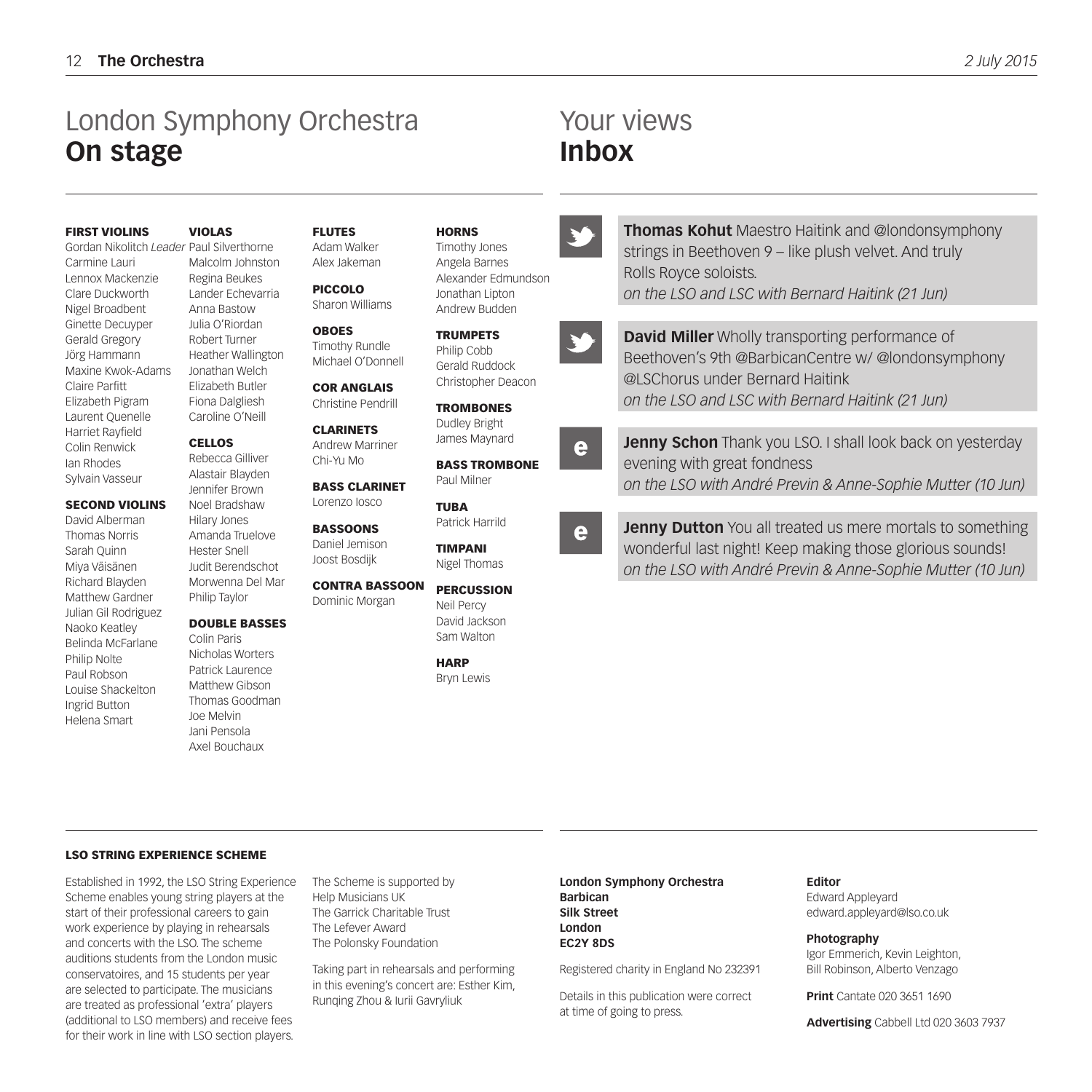# London Symphony Orchestra
# **On stage**

**FIRST VIOLINS**
Gordan Nikolitch *Leader*
Carmine Lauri
Lennox Mackenzie
Clare Duckworth
Nigel Broadbent
Ginette Decuyper
Gerald Gregory
Jörg Hammann
Maxine Kwok-Adams
Claire Parfitt
Elizabeth Pigram
Laurent Quenelle
Harriet Rayfield
Colin Renwick
Ian Rhodes
Sylvain Vasseur

**SECOND VIOLINS**
David Alberman
Thomas Norris
Sarah Quinn
Miya Väisänen
Richard Blayden
Matthew Gardner
Julian Gil Rodriguez
Naoko Keatley
Belinda McFarlane
Philip Nolte
Paul Robson
Louise Shackelton
Ingrid Button
Helena Smart

**VIOLAS**
Paul Silverthorne
Malcolm Johnston
Regina Beukes
Lander Echevarria
Anna Bastow
Julia O'Riordan
Robert Turner
Heather Wallington
Jonathan Welch
Elizabeth Butler
Fiona Dalgliesh
Caroline O'Neill

**CELLOS**
Rebecca Gilliver
Alastair Blayden
Jennifer Brown
Noel Bradshaw
Hilary Jones
Amanda Truelove
Hester Snell
Judit Berendschot
Morwenna Del Mar
Philip Taylor

**DOUBLE BASSES**
Colin Paris
Nicholas Worters
Patrick Laurence
Matthew Gibson
Thomas Goodman
Joe Melvin
Jani Pensola
Axel Bouchaux

**FLUTES**
Adam Walker
Alex Jakeman

**PICCOLO**
Sharon Williams

**OBOES**
Timothy Rundle
Michael O'Donnell

**COR ANGLAIS**
Christine Pendrill

**CLARINETS**
Andrew Marriner
Chi-Yu Mo

**BASS CLARINET**
Lorenzo Iosco

**BASSOONS**
Daniel Jemison
Joost Bosdijk

**CONTRA BASSOON**
Dominic Morgan

**HORNS**
Timothy Jones
Angela Barnes
Alexander Edmundson
Jonathan Lipton
Andrew Budden

**TRUMPETS**
Philip Cobb
Gerald Ruddock
Christopher Deacon

**TROMBONES**
Dudley Bright
James Maynard

**BASS TROMBONE**
Paul Milner

**TUBA**
Patrick Harrild

**TIMPANI**
Nigel Thomas

**PERCUSSION**
Neil Percy
David Jackson
Sam Walton

**HARP**
Bryn Lewis

# Your views
# **Inbox**

**Thomas Kohut** Maestro Haitink and @londonsymphony strings in Beethoven 9 – like plush velvet. And truly Rolls Royce soloists.
*on the LSO and LSC with Bernard Haitink (21 Jun)*

**David Miller** Wholly transporting performance of Beethoven's 9th @BarbicanCentre w/ @londonsymphony @LSChorus under Bernard Haitink
*on the LSO and LSC with Bernard Haitink (21 Jun)*

**Jenny Schon** Thank you LSO. I shall look back on yesterday evening with great fondness
*on the LSO with André Previn & Anne-Sophie Mutter (10 Jun)*

**Jenny Dutton** You all treated us mere mortals to something wonderful last night! Keep making those glorious sounds!
*on the LSO with André Previn & Anne-Sophie Mutter (10 Jun)*

**LSO STRING EXPERIENCE SCHEME**

Established in 1992, the LSO String Experience Scheme enables young string players at the start of their professional careers to gain work experience by playing in rehearsals and concerts with the LSO. The scheme auditions students from the London music conservatoires, and 15 students per year are selected to participate. The musicians are treated as professional 'extra' players (additional to LSO members) and receive fees for their work in line with LSO section players.

The Scheme is supported by
Help Musicians UK
The Garrick Charitable Trust
The Lefever Award
The Polonsky Foundation

Taking part in rehearsals and performing in this evening's concert are: Esther Kim, Runqing Zhou & Iurii Gavryliuk

**London Symphony Orchestra**
**Barbican**
**Silk Street**
**London**
**EC2Y 8DS**

Registered charity in England No 232391

Details in this publication were correct at time of going to press.

**Editor**
Edward Appleyard
edward.appleyard@lso.co.uk

**Photography**
Igor Emmerich, Kevin Leighton, Bill Robinson, Alberto Venzago

**Print** Cantate 020 3651 1690

**Advertising** Cabbell Ltd 020 3603 7937